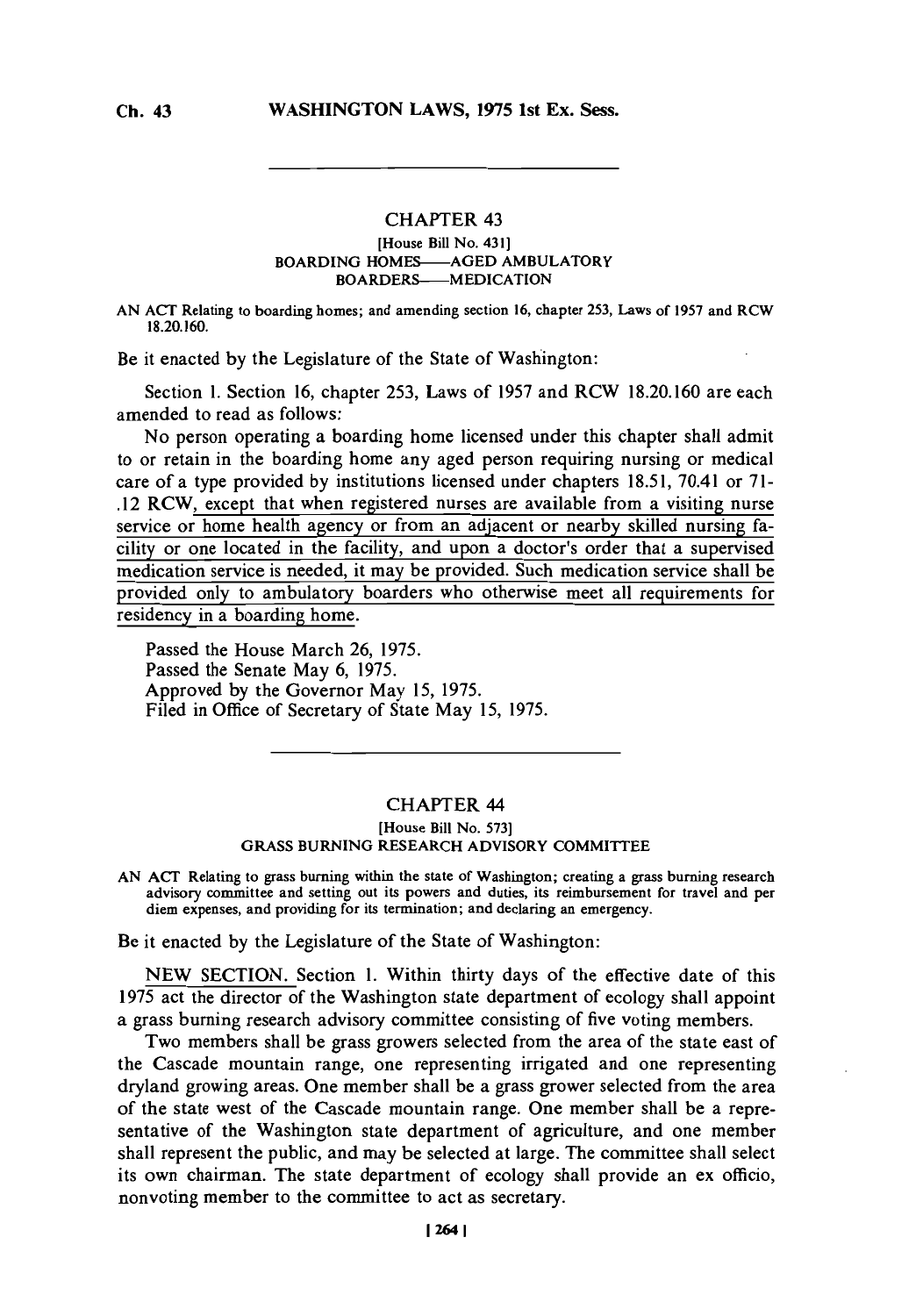## CHAPTER 43

[House Bill No. 431]

BOARDING HOMES—AGED AMBULATORY BOARDERS—MEDICATION

AN ACT Relating to boarding homes; and amending section 16, chapter 253, Laws of 1957 and RCW 18.20.160.

Be it enacted by the Legislature of the State of Washington:

Section 1. Section 16, chapter 253, Laws of 1957 and RCW 18.20.160 are each amended to read as follows:

No person operating a boarding home licensed under this chapter shall admit to or retain in the boarding home any aged person requiring nursing or medical care of a type provided by institutions licensed under chapters 18.51, 70.41 or 71-.12 RCW, <u>except that when registered nurses are available from a visiting nurse service or home health agency or from an adjacent or nearby skilled nursing facility or one located in the facility, and upon a doctor's order that a supervised medication service is needed, it may be provided. Such medication service shall be provided only to ambulatory boarders who otherwise meet all requirements for residency in a boarding home</u>.

Passed the House March 26, 1975.
Passed the Senate May 6, 1975.
Approved by the Governor May 15, 1975.
Filed in Office of Secretary of State May 15, 1975.

## CHAPTER 44

[House Bill No. 573]

GRASS BURNING RESEARCH ADVISORY COMMITTEE

AN ACT Relating to grass burning within the state of Washington; creating a grass burning research advisory committee and setting out its powers and duties, its reimbursement for travel and per diem expenses, and providing for its termination; and declaring an emergency.

Be it enacted by the Legislature of the State of Washington:

<u>NEW SECTION.</u> Section 1. Within thirty days of the effective date of this 1975 act the director of the Washington state department of ecology shall appoint a grass burning research advisory committee consisting of five voting members.

Two members shall be grass growers selected from the area of the state east of the Cascade mountain range, one representing irrigated and one representing dryland growing areas. One member shall be a grass grower selected from the area of the state west of the Cascade mountain range. One member shall be a representative of the Washington state department of agriculture, and one member shall represent the public, and may be selected at large. The committee shall select its own chairman. The state department of ecology shall provide an ex officio, nonvoting member to the committee to act as secretary.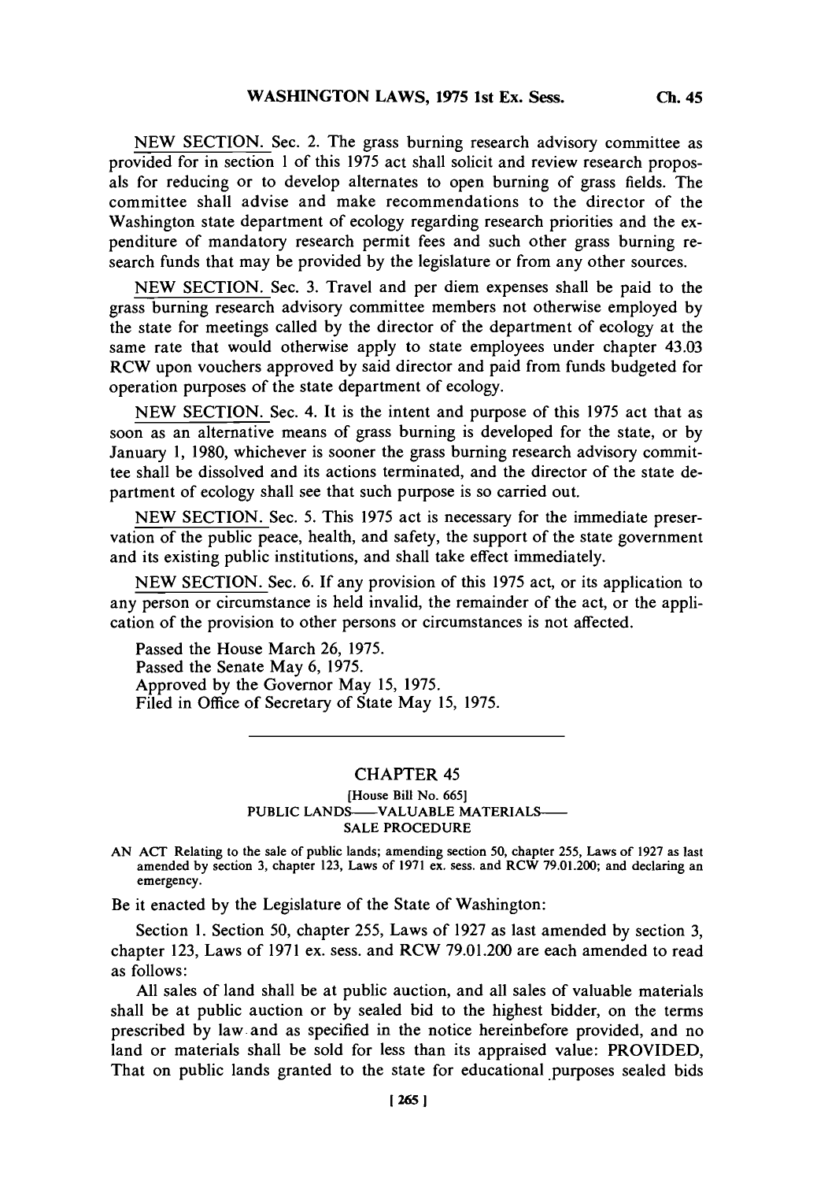NEW SECTION. Sec. 2. The grass burning research advisory committee as provided for in section 1 of this 1975 act shall solicit and review research proposals for reducing or to develop alternates to open burning of grass fields. The committee shall advise and make recommendations to the director of the Washington state department of ecology regarding research priorities and the expenditure of mandatory research permit fees and such other grass burning research funds that may be provided by the legislature or from any other sources.

NEW SECTION. Sec. 3. Travel and per diem expenses shall be paid to the grass burning research advisory committee members not otherwise employed by the state for meetings called by the director of the department of ecology at the same rate that would otherwise apply to state employees under chapter 43.03 RCW upon vouchers approved by said director and paid from funds budgeted for operation purposes of the state department of ecology.

NEW SECTION. Sec. 4. It is the intent and purpose of this 1975 act that as soon as an alternative means of grass burning is developed for the state, or by January 1, 1980, whichever is sooner the grass burning research advisory committee shall be dissolved and its actions terminated, and the director of the state department of ecology shall see that such purpose is so carried out.

NEW SECTION. Sec. 5. This 1975 act is necessary for the immediate preservation of the public peace, health, and safety, the support of the state government and its existing public institutions, and shall take effect immediately.

NEW SECTION. Sec. 6. If any provision of this 1975 act, or its application to any person or circumstance is held invalid, the remainder of the act, or the application of the provision to other persons or circumstances is not affected.

Passed the House March 26, 1975.
Passed the Senate May 6, 1975.
Approved by the Governor May 15, 1975.
Filed in Office of Secretary of State May 15, 1975.

---

## CHAPTER 45

[House Bill No. 665]

PUBLIC LANDS—VALUABLE MATERIALS—SALE PROCEDURE

AN ACT Relating to the sale of public lands; amending section 50, chapter 255, Laws of 1927 as last amended by section 3, chapter 123, Laws of 1971 ex. sess. and RCW 79.01.200; and declaring an emergency.

Be it enacted by the Legislature of the State of Washington:

Section 1. Section 50, chapter 255, Laws of 1927 as last amended by section 3, chapter 123, Laws of 1971 ex. sess. and RCW 79.01.200 are each amended to read as follows:

All sales of land shall be at public auction, and all sales of valuable materials shall be at public auction or by sealed bid to the highest bidder, on the terms prescribed by law and as specified in the notice hereinbefore provided, and no land or materials shall be sold for less than its appraised value: PROVIDED, That on public lands granted to the state for educational purposes sealed bids